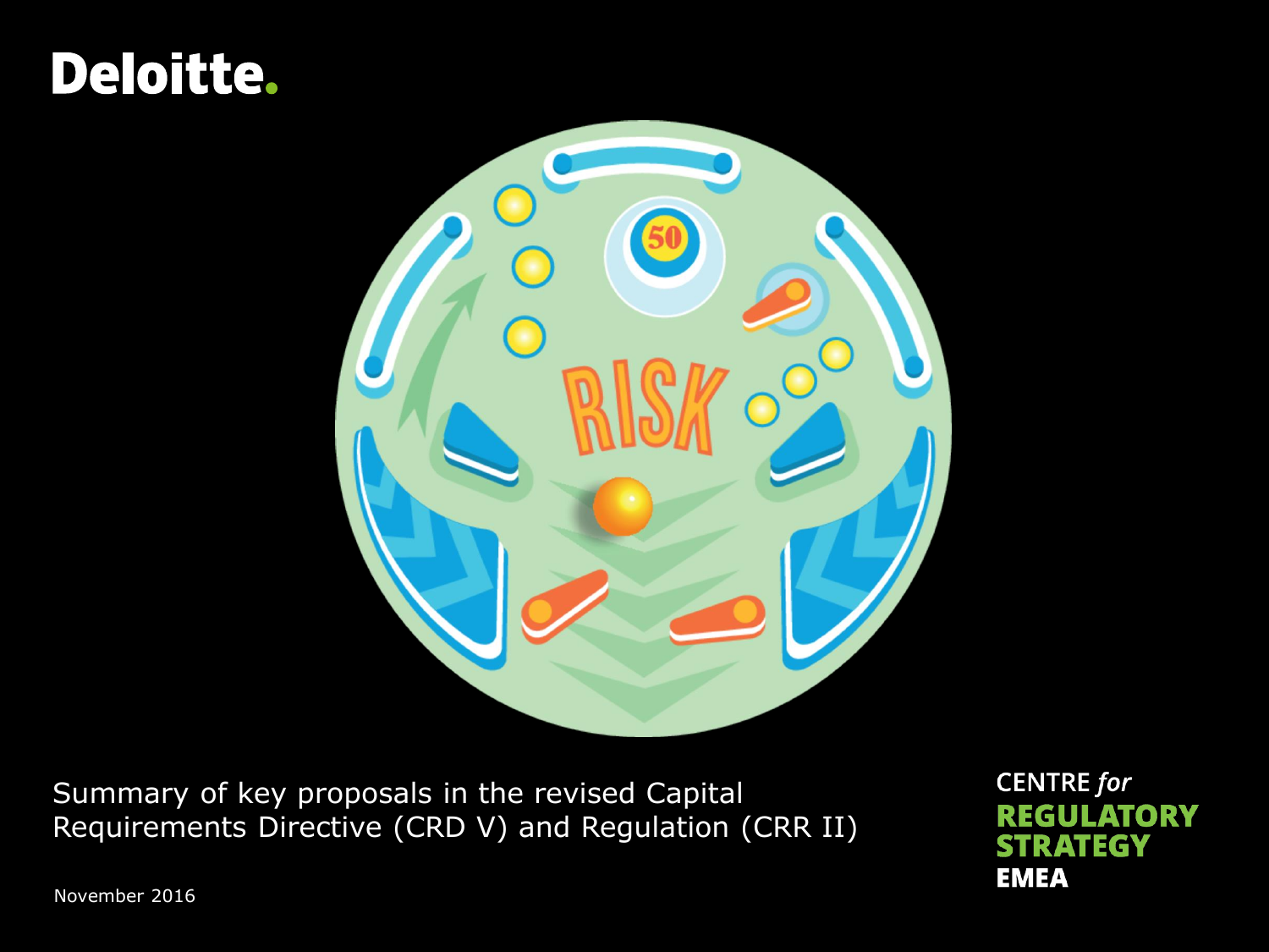Deloitte.

# Summary of key proposals in the revised Capital Requirements Directive (CRD V) and Regulation (CRR II)

November 2016

CENTRE *for*
**REGULATORY STRATEGY**
**EMEA**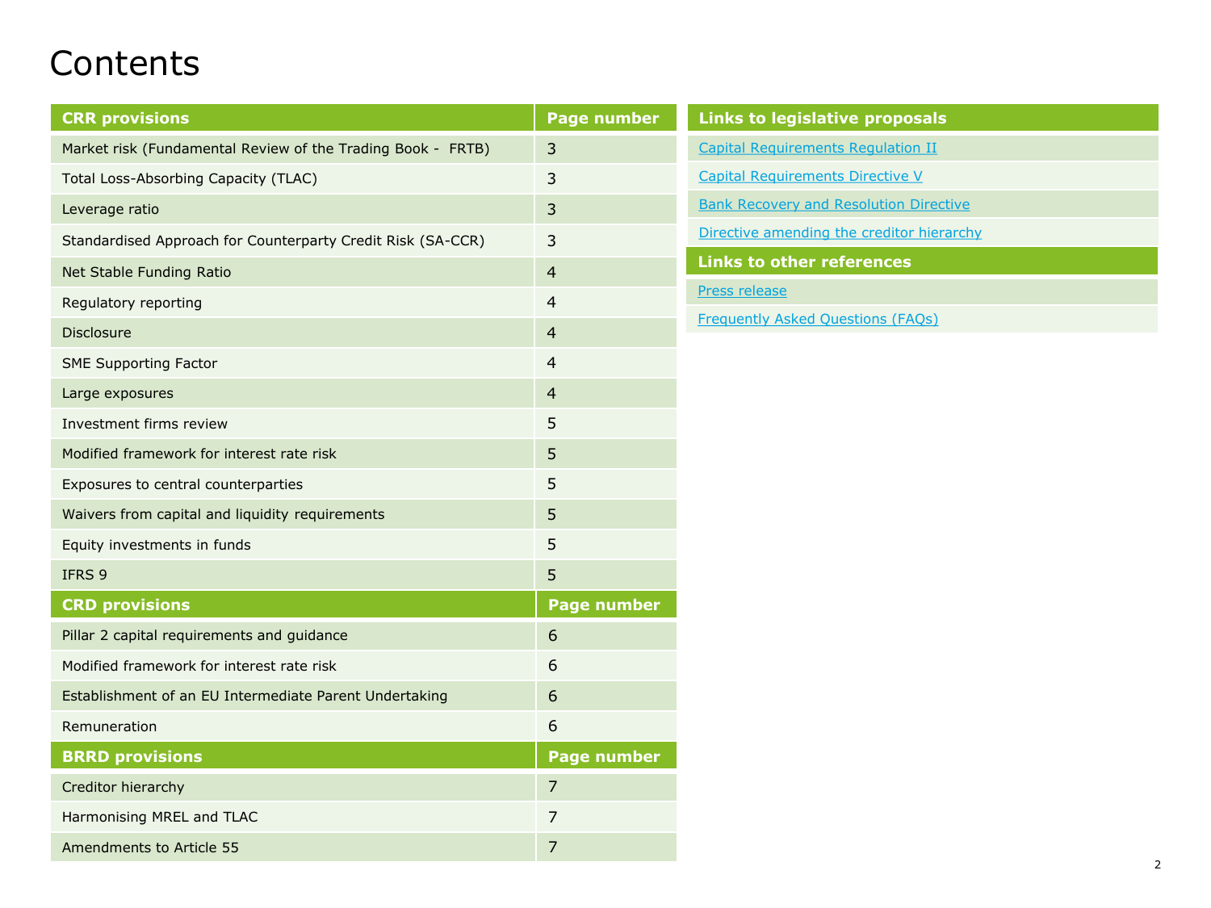# Contents

| CRR provisions | Page number |
|---|---|
| Market risk (Fundamental Review of the Trading Book - FRTB) | 3 |
| Total Loss-Absorbing Capacity (TLAC) | 3 |
| Leverage ratio | 3 |
| Standardised Approach for Counterparty Credit Risk (SA-CCR) | 3 |
| Net Stable Funding Ratio | 4 |
| Regulatory reporting | 4 |
| Disclosure | 4 |
| SME Supporting Factor | 4 |
| Large exposures | 4 |
| Investment firms review | 5 |
| Modified framework for interest rate risk | 5 |
| Exposures to central counterparties | 5 |
| Waivers from capital and liquidity requirements | 5 |
| Equity investments in funds | 5 |
| IFRS 9 | 5 |
| **CRD provisions** | **Page number** |
| Pillar 2 capital requirements and guidance | 6 |
| Modified framework for interest rate risk | 6 |
| Establishment of an EU Intermediate Parent Undertaking | 6 |
| Remuneration | 6 |
| **BRRD provisions** | **Page number** |
| Creditor hierarchy | 7 |
| Harmonising MREL and TLAC | 7 |
| Amendments to Article 55 | 7 |

| Links to legislative proposals |
|---|
| Capital Requirements Regulation II |
| Capital Requirements Directive V |
| Bank Recovery and Resolution Directive |
| Directive amending the creditor hierarchy |
| **Links to other references** |
| Press release |
| Frequently Asked Questions (FAQs) |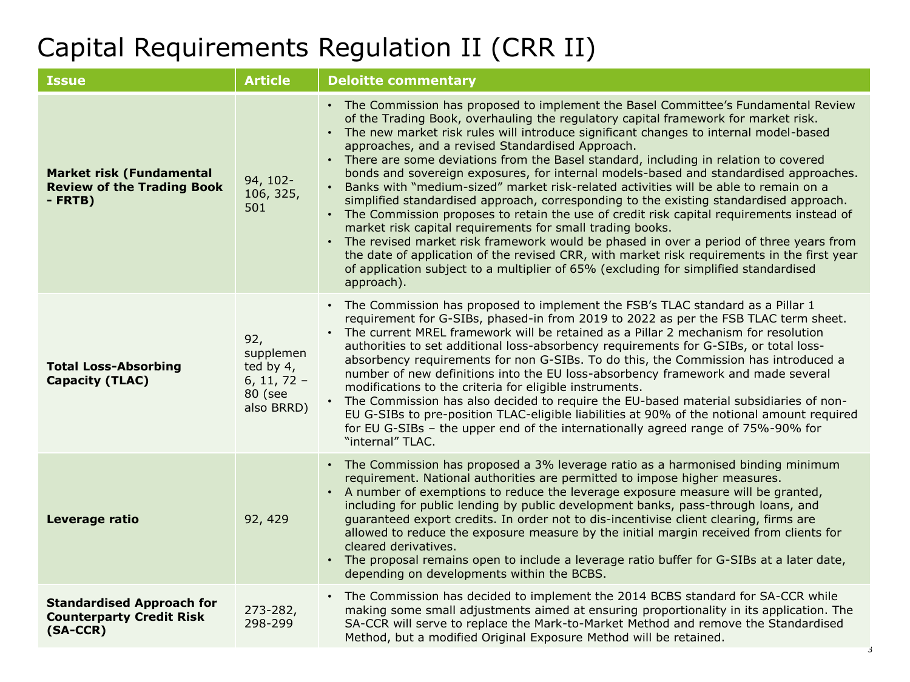# Capital Requirements Regulation II (CRR II)

| Issue | Article | Deloitte commentary |
| --- | --- | --- |
| **Market risk (Fundamental Review of the Trading Book - FRTB)** | 94, 102-106, 325, 501 | • The Commission has proposed to implement the Basel Committee's Fundamental Review of the Trading Book, overhauling the regulatory capital framework for market risk.<br>• The new market risk rules will introduce significant changes to internal model-based approaches, and a revised Standardised Approach.<br>• There are some deviations from the Basel standard, including in relation to covered bonds and sovereign exposures, for internal models-based and standardised approaches.<br>• Banks with "medium-sized" market risk-related activities will be able to remain on a simplified standardised approach, corresponding to the existing standardised approach.<br>• The Commission proposes to retain the use of credit risk capital requirements instead of market risk capital requirements for small trading books.<br>• The revised market risk framework would be phased in over a period of three years from the date of application of the revised CRR, with market risk requirements in the first year of application subject to a multiplier of 65% (excluding for simplified standardised approach). |
| **Total Loss-Absorbing Capacity (TLAC)** | 92, supplemented by 4, 6, 11, 72 – 80 (see also BRRD) | • The Commission has proposed to implement the FSB's TLAC standard as a Pillar 1 requirement for G-SIBs, phased-in from 2019 to 2022 as per the FSB TLAC term sheet.<br>• The current MREL framework will be retained as a Pillar 2 mechanism for resolution authorities to set additional loss-absorbency requirements for G-SIBs, or total loss-absorbency requirements for non G-SIBs. To do this, the Commission has introduced a number of new definitions into the EU loss-absorbency framework and made several modifications to the criteria for eligible instruments.<br>• The Commission has also decided to require the EU-based material subsidiaries of non-EU G-SIBs to pre-position TLAC-eligible liabilities at 90% of the notional amount required for EU G-SIBs – the upper end of the internationally agreed range of 75%-90% for "internal" TLAC. |
| **Leverage ratio** | 92, 429 | • The Commission has proposed a 3% leverage ratio as a harmonised binding minimum requirement. National authorities are permitted to impose higher measures.<br>• A number of exemptions to reduce the leverage exposure measure will be granted, including for public lending by public development banks, pass-through loans, and guaranteed export credits. In order not to dis-incentivise client clearing, firms are allowed to reduce the exposure measure by the initial margin received from clients for cleared derivatives.<br>• The proposal remains open to include a leverage ratio buffer for G-SIBs at a later date, depending on developments within the BCBS. |
| **Standardised Approach for Counterparty Credit Risk (SA-CCR)** | 273-282, 298-299 | • The Commission has decided to implement the 2014 BCBS standard for SA-CCR while making some small adjustments aimed at ensuring proportionality in its application. The SA-CCR will serve to replace the Mark-to-Market Method and remove the Standardised Method, but a modified Original Exposure Method will be retained. |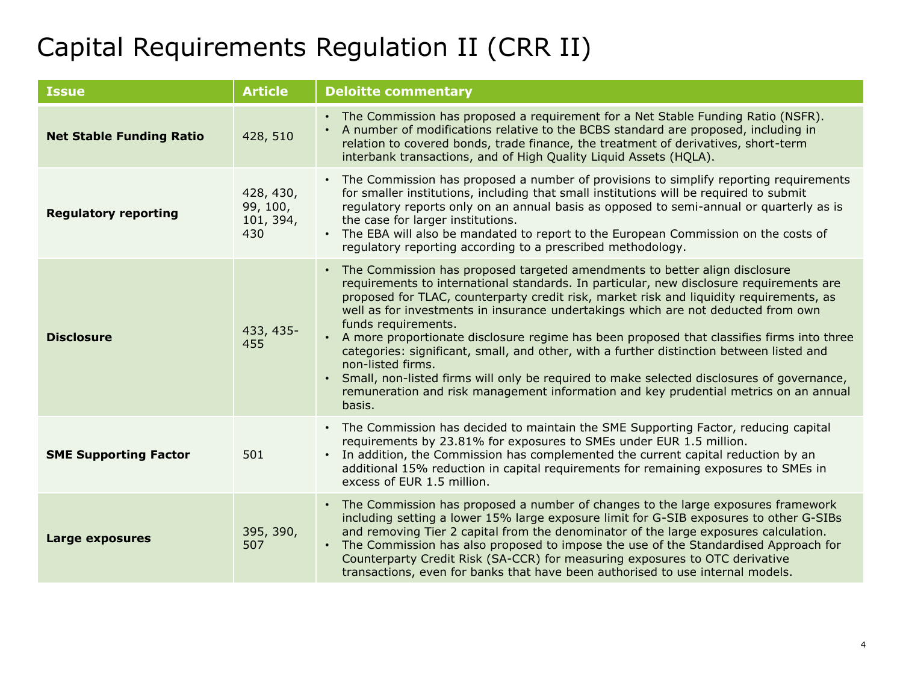# Capital Requirements Regulation II (CRR II)

| Issue | Article | Deloitte commentary |
| --- | --- | --- |
| **Net Stable Funding Ratio** | 428, 510 | • The Commission has proposed a requirement for a Net Stable Funding Ratio (NSFR).<br>• A number of modifications relative to the BCBS standard are proposed, including in relation to covered bonds, trade finance, the treatment of derivatives, short-term interbank transactions, and of High Quality Liquid Assets (HQLA). |
| **Regulatory reporting** | 428, 430, 99, 100, 101, 394, 430 | • The Commission has proposed a number of provisions to simplify reporting requirements for smaller institutions, including that small institutions will be required to submit regulatory reports only on an annual basis as opposed to semi-annual or quarterly as is the case for larger institutions.<br>• The EBA will also be mandated to report to the European Commission on the costs of regulatory reporting according to a prescribed methodology. |
| **Disclosure** | 433, 435-455 | • The Commission has proposed targeted amendments to better align disclosure requirements to international standards. In particular, new disclosure requirements are proposed for TLAC, counterparty credit risk, market risk and liquidity requirements, as well as for investments in insurance undertakings which are not deducted from own funds requirements.<br>• A more proportionate disclosure regime has been proposed that classifies firms into three categories: significant, small, and other, with a further distinction between listed and non-listed firms.<br>• Small, non-listed firms will only be required to make selected disclosures of governance, remuneration and risk management information and key prudential metrics on an annual basis. |
| **SME Supporting Factor** | 501 | • The Commission has decided to maintain the SME Supporting Factor, reducing capital requirements by 23.81% for exposures to SMEs under EUR 1.5 million.<br>• In addition, the Commission has complemented the current capital reduction by an additional 15% reduction in capital requirements for remaining exposures to SMEs in excess of EUR 1.5 million. |
| **Large exposures** | 395, 390, 507 | • The Commission has proposed a number of changes to the large exposures framework including setting a lower 15% large exposure limit for G-SIB exposures to other G-SIBs and removing Tier 2 capital from the denominator of the large exposures calculation.<br>• The Commission has also proposed to impose the use of the Standardised Approach for Counterparty Credit Risk (SA-CCR) for measuring exposures to OTC derivative transactions, even for banks that have been authorised to use internal models. |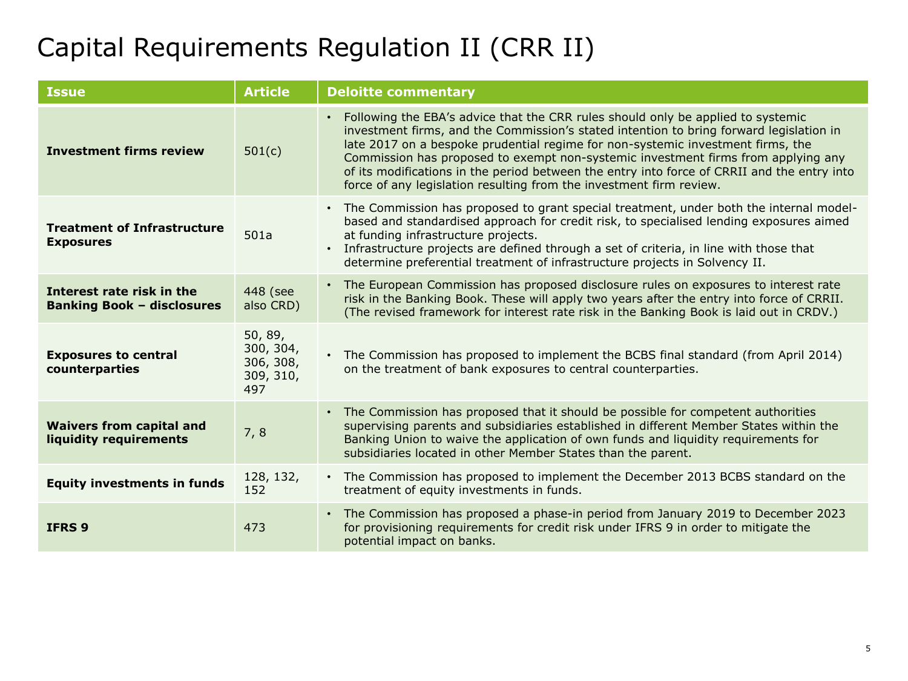# Capital Requirements Regulation II (CRR II)

| Issue | Article | Deloitte commentary |
| --- | --- | --- |
| **Investment firms review** | 501(c) | • Following the EBA's advice that the CRR rules should only be applied to systemic investment firms, and the Commission's stated intention to bring forward legislation in late 2017 on a bespoke prudential regime for non-systemic investment firms, the Commission has proposed to exempt non-systemic investment firms from applying any of its modifications in the period between the entry into force of CRRII and the entry into force of any legislation resulting from the investment firm review. |
| **Treatment of Infrastructure Exposures** | 501a | • The Commission has proposed to grant special treatment, under both the internal model-based and standardised approach for credit risk, to specialised lending exposures aimed at funding infrastructure projects.<br>• Infrastructure projects are defined through a set of criteria, in line with those that determine preferential treatment of infrastructure projects in Solvency II. |
| **Interest rate risk in the Banking Book – disclosures** | 448 (see also CRD) | • The European Commission has proposed disclosure rules on exposures to interest rate risk in the Banking Book. These will apply two years after the entry into force of CRRII. (The revised framework for interest rate risk in the Banking Book is laid out in CRDV.) |
| **Exposures to central counterparties** | 50, 89, 300, 304, 306, 308, 309, 310, 497 | • The Commission has proposed to implement the BCBS final standard (from April 2014) on the treatment of bank exposures to central counterparties. |
| **Waivers from capital and liquidity requirements** | 7, 8 | • The Commission has proposed that it should be possible for competent authorities supervising parents and subsidiaries established in different Member States within the Banking Union to waive the application of own funds and liquidity requirements for subsidiaries located in other Member States than the parent. |
| **Equity investments in funds** | 128, 132, 152 | • The Commission has proposed to implement the December 2013 BCBS standard on the treatment of equity investments in funds. |
| **IFRS 9** | 473 | • The Commission has proposed a phase-in period from January 2019 to December 2023 for provisioning requirements for credit risk under IFRS 9 in order to mitigate the potential impact on banks. |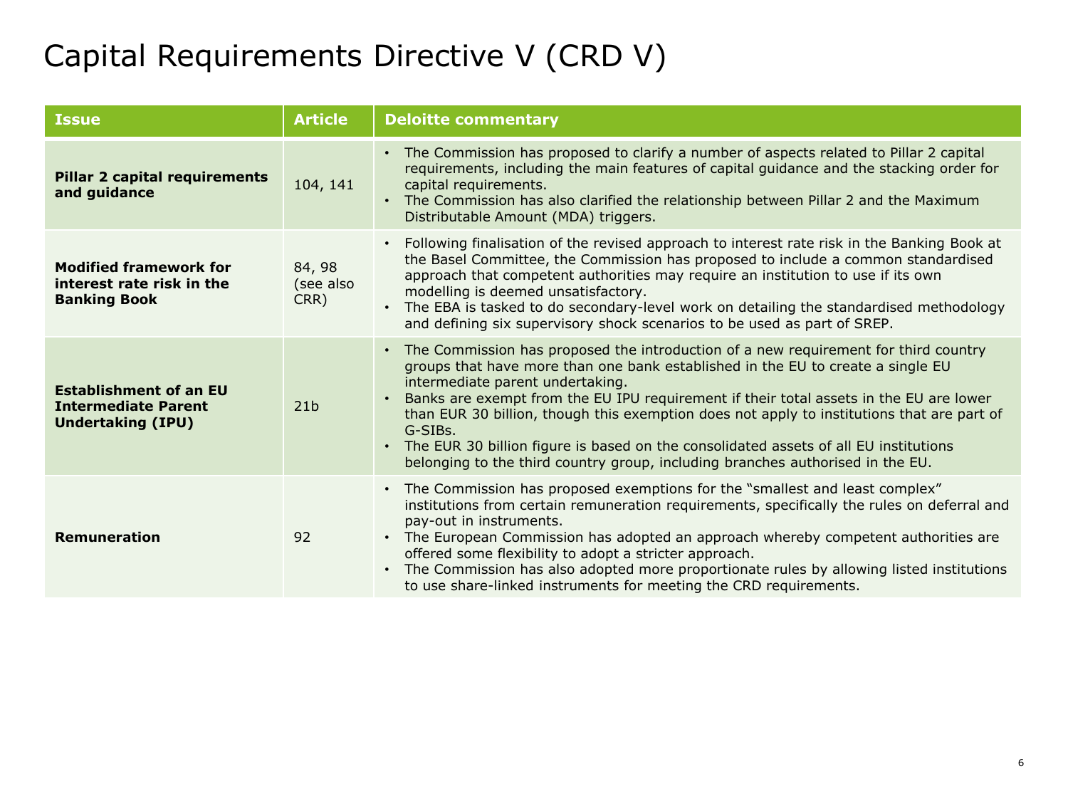# Capital Requirements Directive V (CRD V)

| Issue | Article | Deloitte commentary |
|---|---|---|
| **Pillar 2 capital requirements and guidance** | 104, 141 | • The Commission has proposed to clarify a number of aspects related to Pillar 2 capital requirements, including the main features of capital guidance and the stacking order for capital requirements.<br>• The Commission has also clarified the relationship between Pillar 2 and the Maximum Distributable Amount (MDA) triggers. |
| **Modified framework for interest rate risk in the Banking Book** | 84, 98 (see also CRR) | • Following finalisation of the revised approach to interest rate risk in the Banking Book at the Basel Committee, the Commission has proposed to include a common standardised approach that competent authorities may require an institution to use if its own modelling is deemed unsatisfactory.<br>• The EBA is tasked to do secondary-level work on detailing the standardised methodology and defining six supervisory shock scenarios to be used as part of SREP. |
| **Establishment of an EU Intermediate Parent Undertaking (IPU)** | 21b | • The Commission has proposed the introduction of a new requirement for third country groups that have more than one bank established in the EU to create a single EU intermediate parent undertaking.<br>• Banks are exempt from the EU IPU requirement if their total assets in the EU are lower than EUR 30 billion, though this exemption does not apply to institutions that are part of G-SIBs.<br>• The EUR 30 billion figure is based on the consolidated assets of all EU institutions belonging to the third country group, including branches authorised in the EU. |
| **Remuneration** | 92 | • The Commission has proposed exemptions for the "smallest and least complex" institutions from certain remuneration requirements, specifically the rules on deferral and pay-out in instruments.<br>• The European Commission has adopted an approach whereby competent authorities are offered some flexibility to adopt a stricter approach.<br>• The Commission has also adopted more proportionate rules by allowing listed institutions to use share-linked instruments for meeting the CRD requirements. |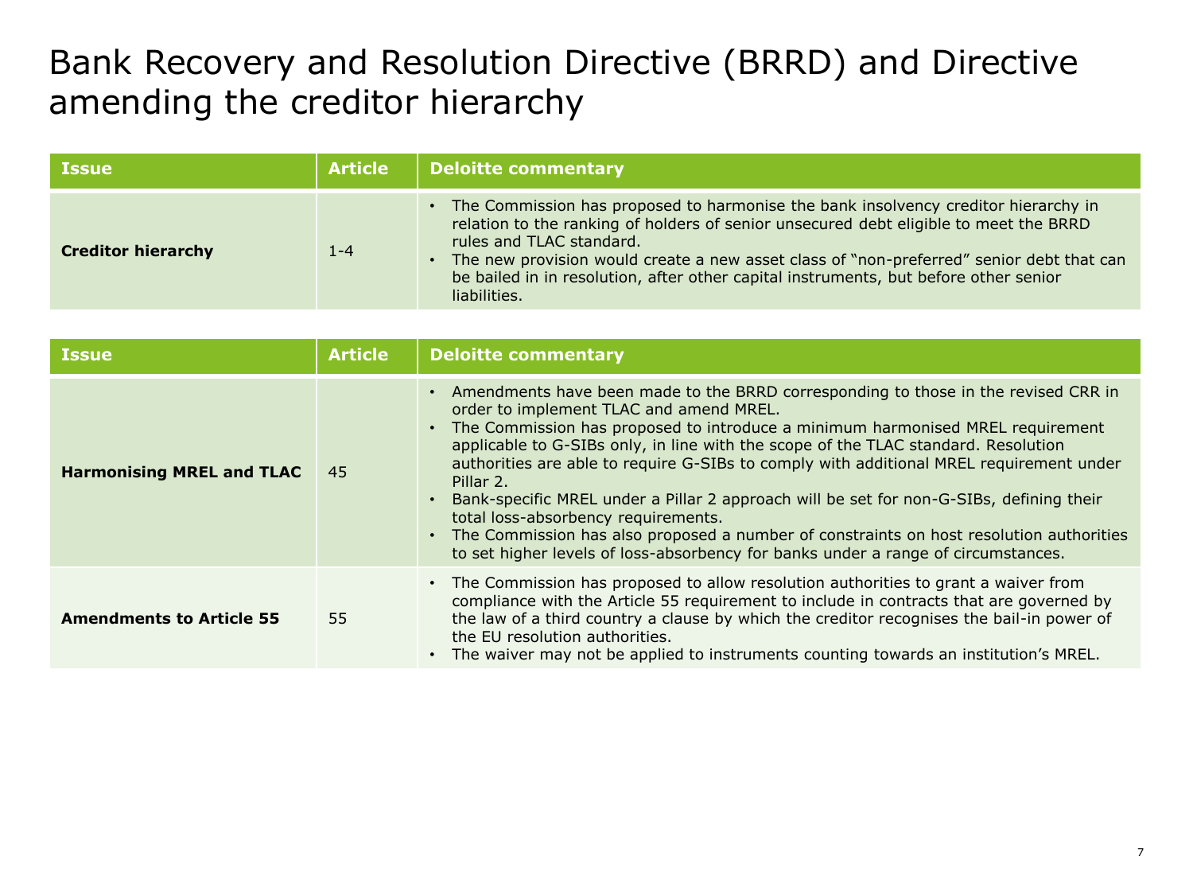# Bank Recovery and Resolution Directive (BRRD) and Directive amending the creditor hierarchy

| Issue | Article | Deloitte commentary |
| --- | --- | --- |
| **Creditor hierarchy** | 1-4 | • The Commission has proposed to harmonise the bank insolvency creditor hierarchy in relation to the ranking of holders of senior unsecured debt eligible to meet the BRRD rules and TLAC standard.<br>• The new provision would create a new asset class of "non-preferred" senior debt that can be bailed in in resolution, after other capital instruments, but before other senior liabilities. |

| Issue | Article | Deloitte commentary |
| --- | --- | --- |
| **Harmonising MREL and TLAC** | 45 | • Amendments have been made to the BRRD corresponding to those in the revised CRR in order to implement TLAC and amend MREL.<br>• The Commission has proposed to introduce a minimum harmonised MREL requirement applicable to G-SIBs only, in line with the scope of the TLAC standard. Resolution authorities are able to require G-SIBs to comply with additional MREL requirement under Pillar 2.<br>• Bank-specific MREL under a Pillar 2 approach will be set for non-G-SIBs, defining their total loss-absorbency requirements.<br>• The Commission has also proposed a number of constraints on host resolution authorities to set higher levels of loss-absorbency for banks under a range of circumstances. |
| **Amendments to Article 55** | 55 | • The Commission has proposed to allow resolution authorities to grant a waiver from compliance with the Article 55 requirement to include in contracts that are governed by the law of a third country a clause by which the creditor recognises the bail-in power of the EU resolution authorities.<br>• The waiver may not be applied to instruments counting towards an institution's MREL. |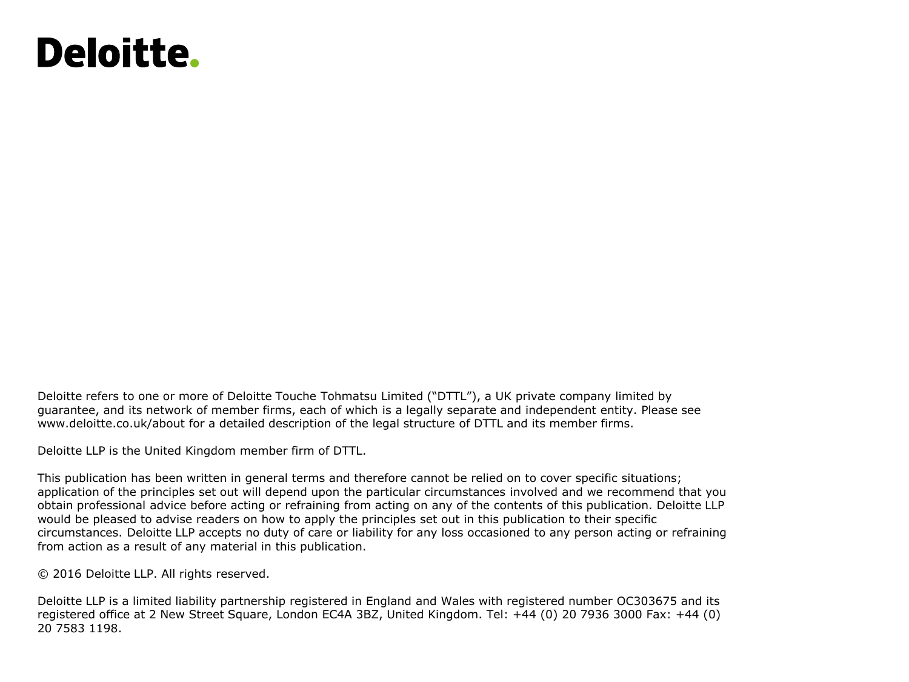Deloitte.

Deloitte refers to one or more of Deloitte Touche Tohmatsu Limited ("DTTL"), a UK private company limited by guarantee, and its network of member firms, each of which is a legally separate and independent entity. Please see www.deloitte.co.uk/about for a detailed description of the legal structure of DTTL and its member firms.

Deloitte LLP is the United Kingdom member firm of DTTL.

This publication has been written in general terms and therefore cannot be relied on to cover specific situations; application of the principles set out will depend upon the particular circumstances involved and we recommend that you obtain professional advice before acting or refraining from acting on any of the contents of this publication. Deloitte LLP would be pleased to advise readers on how to apply the principles set out in this publication to their specific circumstances. Deloitte LLP accepts no duty of care or liability for any loss occasioned to any person acting or refraining from action as a result of any material in this publication.

© 2016 Deloitte LLP. All rights reserved.

Deloitte LLP is a limited liability partnership registered in England and Wales with registered number OC303675 and its registered office at 2 New Street Square, London EC4A 3BZ, United Kingdom. Tel: +44 (0) 20 7936 3000 Fax: +44 (0) 20 7583 1198.